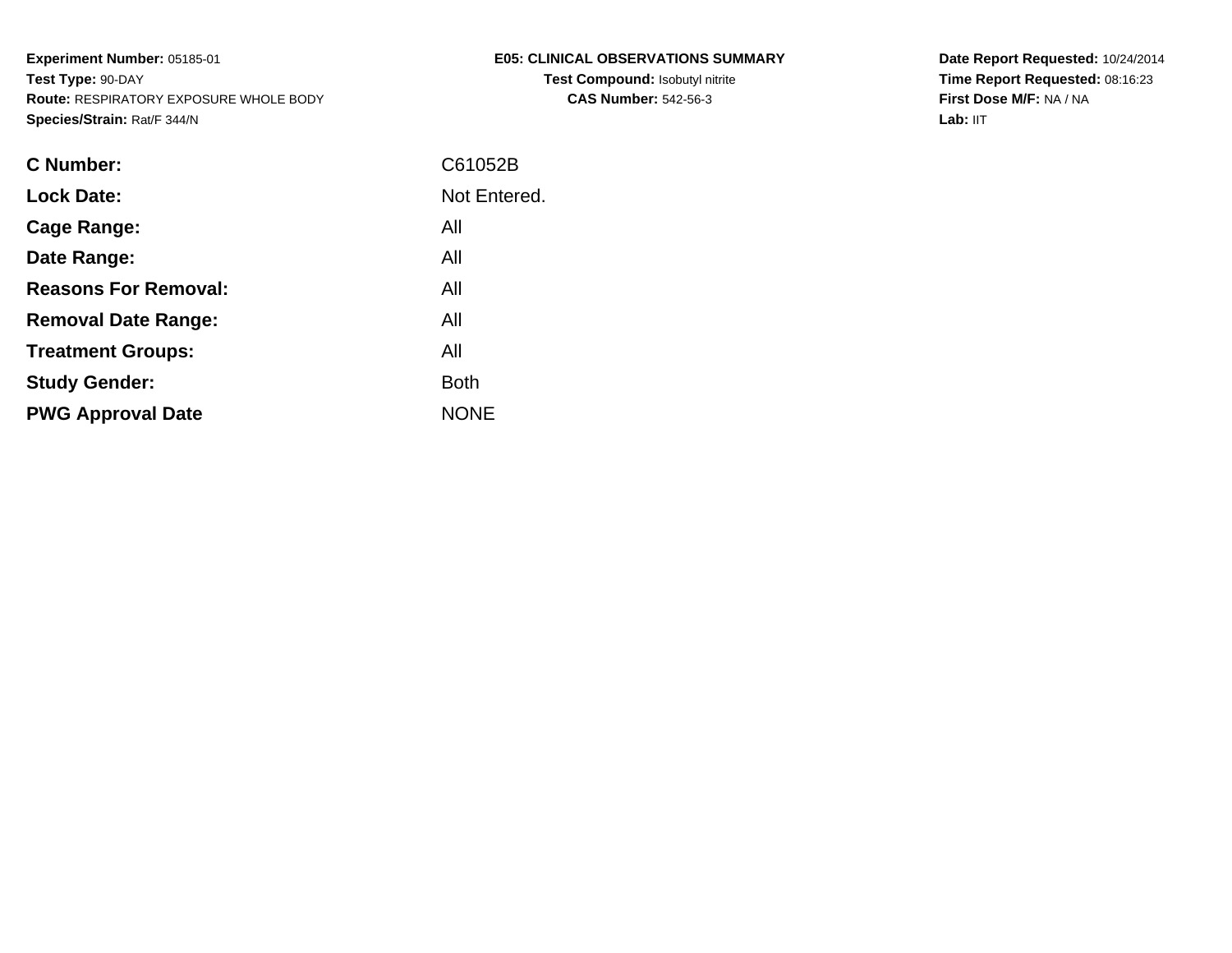**Experiment Number:** 05185-01
**Test Type:** 90-DAY
**Route:** RESPIRATORY EXPOSURE WHOLE BODY
**Species/Strain:** Rat/F 344/N

**E05: CLINICAL OBSERVATIONS SUMMARY**
**Test Compound:** Isobutyl nitrite
**CAS Number:** 542-56-3

**Date Report Requested:** 10/24/2014
**Time Report Requested:** 08:16:23
**First Dose M/F:** NA / NA
**Lab:** IIT

| | |
|---|---|
| **C Number:** | C61052B |
| **Lock Date:** | Not Entered. |
| **Cage Range:** | All |
| **Date Range:** | All |
| **Reasons For Removal:** | All |
| **Removal Date Range:** | All |
| **Treatment Groups:** | All |
| **Study Gender:** | Both |
| **PWG Approval Date** | NONE |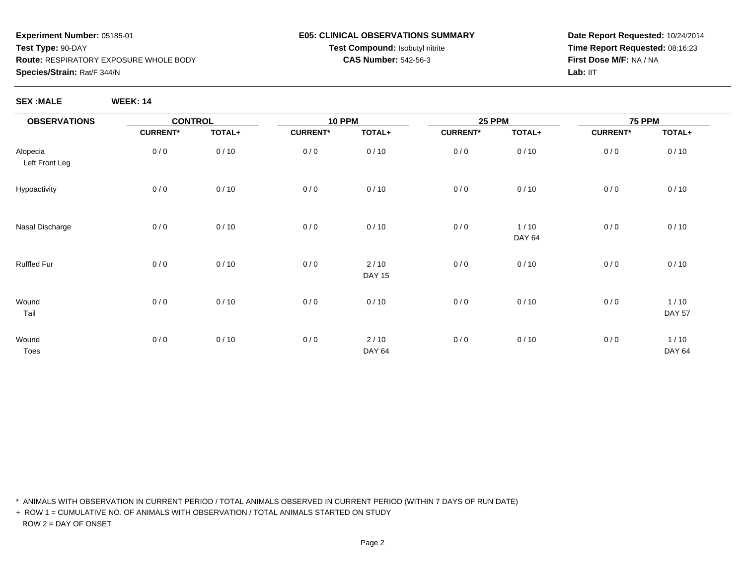**Experiment Number:** 05185-01
**Test Type:** 90-DAY
**Route:** RESPIRATORY EXPOSURE WHOLE BODY
**Species/Strain:** Rat/F 344/N

**E05: CLINICAL OBSERVATIONS SUMMARY**
**Test Compound:** Isobutyl nitrite
**CAS Number:** 542-56-3

**Date Report Requested:** 10/24/2014
**Time Report Requested:** 08:16:23
**First Dose M/F:** NA / NA
**Lab:** IIT

**SEX :MALE** **WEEK: 14**

| OBSERVATIONS | CONTROL | | 10 PPM | | 25 PPM | | 75 PPM | |
|---|---|---|---|---|---|---|---|---|
| | CURRENT* | TOTAL+ | CURRENT* | TOTAL+ | CURRENT* | TOTAL+ | CURRENT* | TOTAL+ |
| Alopecia Left Front Leg | 0 / 0 | 0 / 10 | 0 / 0 | 0 / 10 | 0 / 0 | 0 / 10 | 0 / 0 | 0 / 10 |
| Hypoactivity | 0 / 0 | 0 / 10 | 0 / 0 | 0 / 10 | 0 / 0 | 0 / 10 | 0 / 0 | 0 / 10 |
| Nasal Discharge | 0 / 0 | 0 / 10 | 0 / 0 | 0 / 10 | 0 / 0 | 1 / 10 DAY 64 | 0 / 0 | 0 / 10 |
| Ruffled Fur | 0 / 0 | 0 / 10 | 0 / 0 | 2 / 10 DAY 15 | 0 / 0 | 0 / 10 | 0 / 0 | 0 / 10 |
| Wound Tail | 0 / 0 | 0 / 10 | 0 / 0 | 0 / 10 | 0 / 0 | 0 / 10 | 0 / 0 | 1 / 10 DAY 57 |
| Wound Toes | 0 / 0 | 0 / 10 | 0 / 0 | 2 / 10 DAY 64 | 0 / 0 | 0 / 10 | 0 / 0 | 1 / 10 DAY 64 |

* ANIMALS WITH OBSERVATION IN CURRENT PERIOD / TOTAL ANIMALS OBSERVED IN CURRENT PERIOD (WITHIN 7 DAYS OF RUN DATE)

+ ROW 1 = CUMULATIVE NO. OF ANIMALS WITH OBSERVATION / TOTAL ANIMALS STARTED ON STUDY
ROW 2 = DAY OF ONSET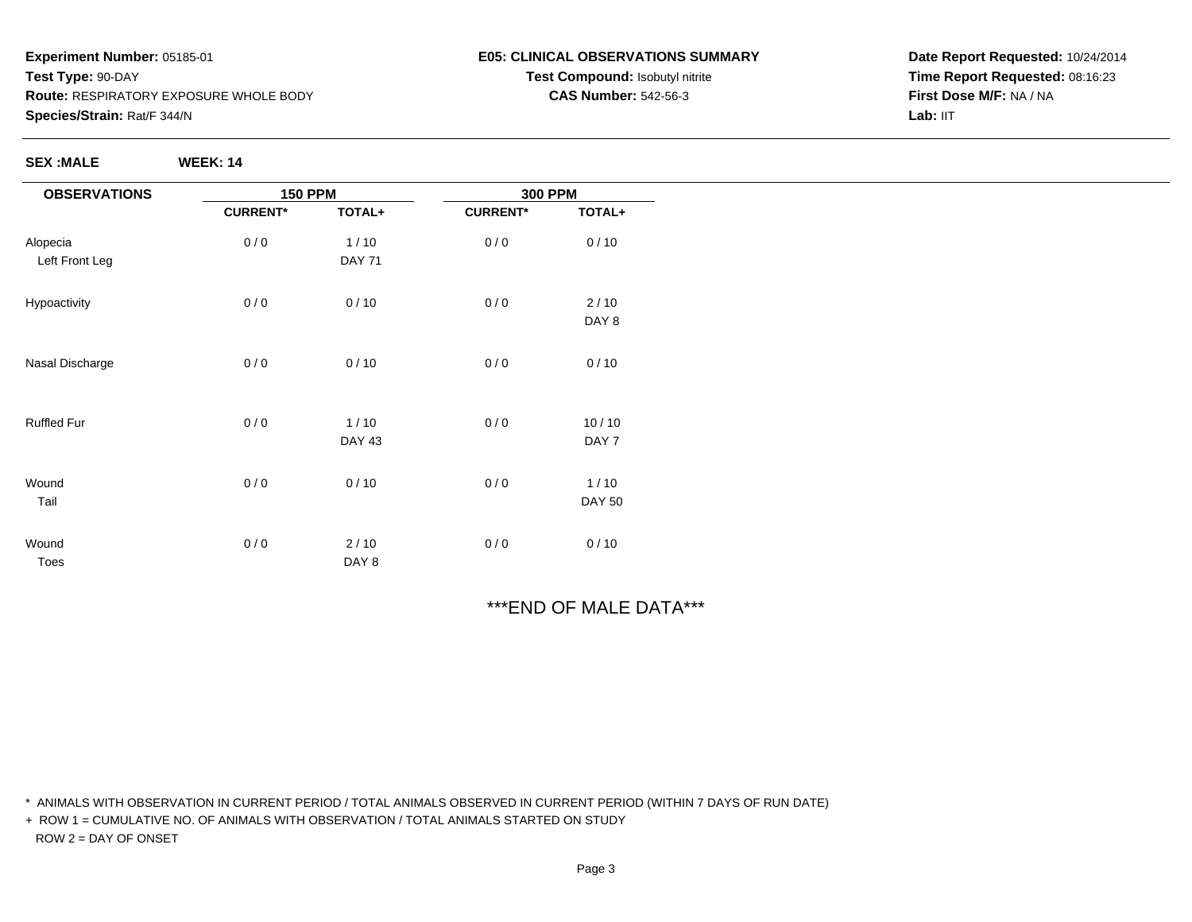**Experiment Number:** 05185-01
**Test Type:** 90-DAY
**Route:** RESPIRATORY EXPOSURE WHOLE BODY
**Species/Strain:** Rat/F 344/N

**E05: CLINICAL OBSERVATIONS SUMMARY**
**Test Compound:** Isobutyl nitrite
**CAS Number:** 542-56-3

**Date Report Requested:** 10/24/2014
**Time Report Requested:** 08:16:23
**First Dose M/F:** NA / NA
**Lab:** IIT

**SEX :MALE** **WEEK: 14**

| OBSERVATIONS | 150 PPM | | 300 PPM | |
|---|---|---|---|---|
| | CURRENT* | TOTAL+ | CURRENT* | TOTAL+ |
| Alopecia | 0 / 0 | 1 / 10 | 0 / 0 | 0 / 10 |
| Left Front Leg | | DAY 71 | | |
| Hypoactivity | 0 / 0 | 0 / 10 | 0 / 0 | 2 / 10 |
| | | | | DAY 8 |
| Nasal Discharge | 0 / 0 | 0 / 10 | 0 / 0 | 0 / 10 |
| Ruffled Fur | 0 / 0 | 1 / 10 | 0 / 0 | 10 / 10 |
| | | DAY 43 | | DAY 7 |
| Wound | 0 / 0 | 0 / 10 | 0 / 0 | 1 / 10 |
| Tail | | | | DAY 50 |
| Wound | 0 / 0 | 2 / 10 | 0 / 0 | 0 / 10 |
| Toes | | DAY 8 | | |

***END OF MALE DATA***

* ANIMALS WITH OBSERVATION IN CURRENT PERIOD / TOTAL ANIMALS OBSERVED IN CURRENT PERIOD (WITHIN 7 DAYS OF RUN DATE)

+ ROW 1 = CUMULATIVE NO. OF ANIMALS WITH OBSERVATION / TOTAL ANIMALS STARTED ON STUDY
ROW 2 = DAY OF ONSET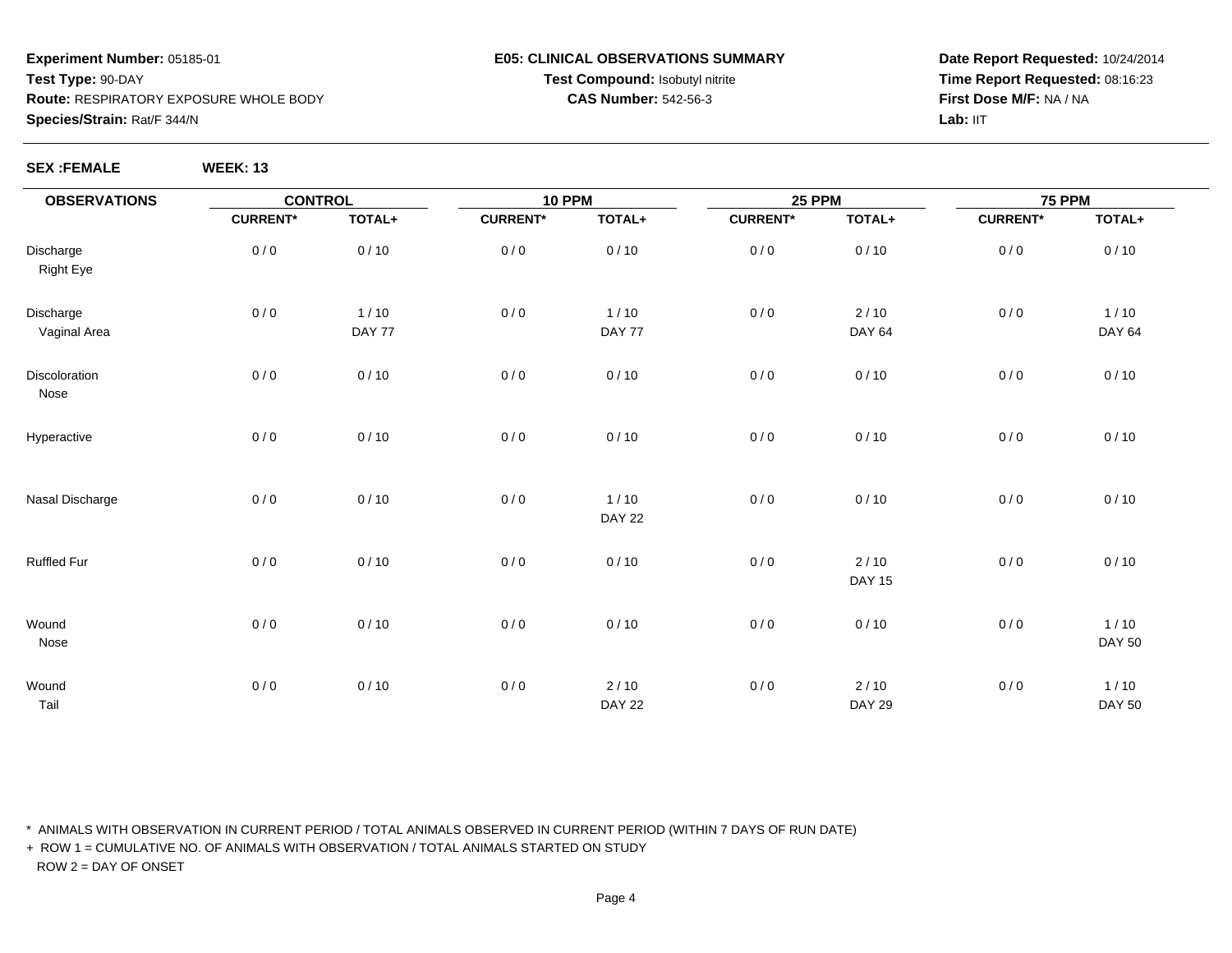**Experiment Number:** 05185-01
**Test Type:** 90-DAY
**Route:** RESPIRATORY EXPOSURE WHOLE BODY
**Species/Strain:** Rat/F 344/N

**E05: CLINICAL OBSERVATIONS SUMMARY**
**Test Compound:** Isobutyl nitrite
**CAS Number:** 542-56-3

**Date Report Requested:** 10/24/2014
**Time Report Requested:** 08:16:23
**First Dose M/F:** NA / NA
**Lab:** IIT

**SEX :FEMALE** **WEEK: 13**

| OBSERVATIONS | CONTROL | | 10 PPM | | 25 PPM | | 75 PPM | |
|---|---|---|---|---|---|---|---|---|
| | CURRENT* | TOTAL+ | CURRENT* | TOTAL+ | CURRENT* | TOTAL+ | CURRENT* | TOTAL+ |
| Discharge Right Eye | 0 / 0 | 0 / 10 | 0 / 0 | 0 / 10 | 0 / 0 | 0 / 10 | 0 / 0 | 0 / 10 |
| Discharge Vaginal Area | 0 / 0 | 1 / 10 DAY 77 | 0 / 0 | 1 / 10 DAY 77 | 0 / 0 | 2 / 10 DAY 64 | 0 / 0 | 1 / 10 DAY 64 |
| Discoloration Nose | 0 / 0 | 0 / 10 | 0 / 0 | 0 / 10 | 0 / 0 | 0 / 10 | 0 / 0 | 0 / 10 |
| Hyperactive | 0 / 0 | 0 / 10 | 0 / 0 | 0 / 10 | 0 / 0 | 0 / 10 | 0 / 0 | 0 / 10 |
| Nasal Discharge | 0 / 0 | 0 / 10 | 0 / 0 | 1 / 10 DAY 22 | 0 / 0 | 0 / 10 | 0 / 0 | 0 / 10 |
| Ruffled Fur | 0 / 0 | 0 / 10 | 0 / 0 | 0 / 10 | 0 / 0 | 2 / 10 DAY 15 | 0 / 0 | 0 / 10 |
| Wound Nose | 0 / 0 | 0 / 10 | 0 / 0 | 0 / 10 | 0 / 0 | 0 / 10 | 0 / 0 | 1 / 10 DAY 50 |
| Wound Tail | 0 / 0 | 0 / 10 | 0 / 0 | 2 / 10 DAY 22 | 0 / 0 | 2 / 10 DAY 29 | 0 / 0 | 1 / 10 DAY 50 |

* ANIMALS WITH OBSERVATION IN CURRENT PERIOD / TOTAL ANIMALS OBSERVED IN CURRENT PERIOD (WITHIN 7 DAYS OF RUN DATE)

+ ROW 1 = CUMULATIVE NO. OF ANIMALS WITH OBSERVATION / TOTAL ANIMALS STARTED ON STUDY
  ROW 2 = DAY OF ONSET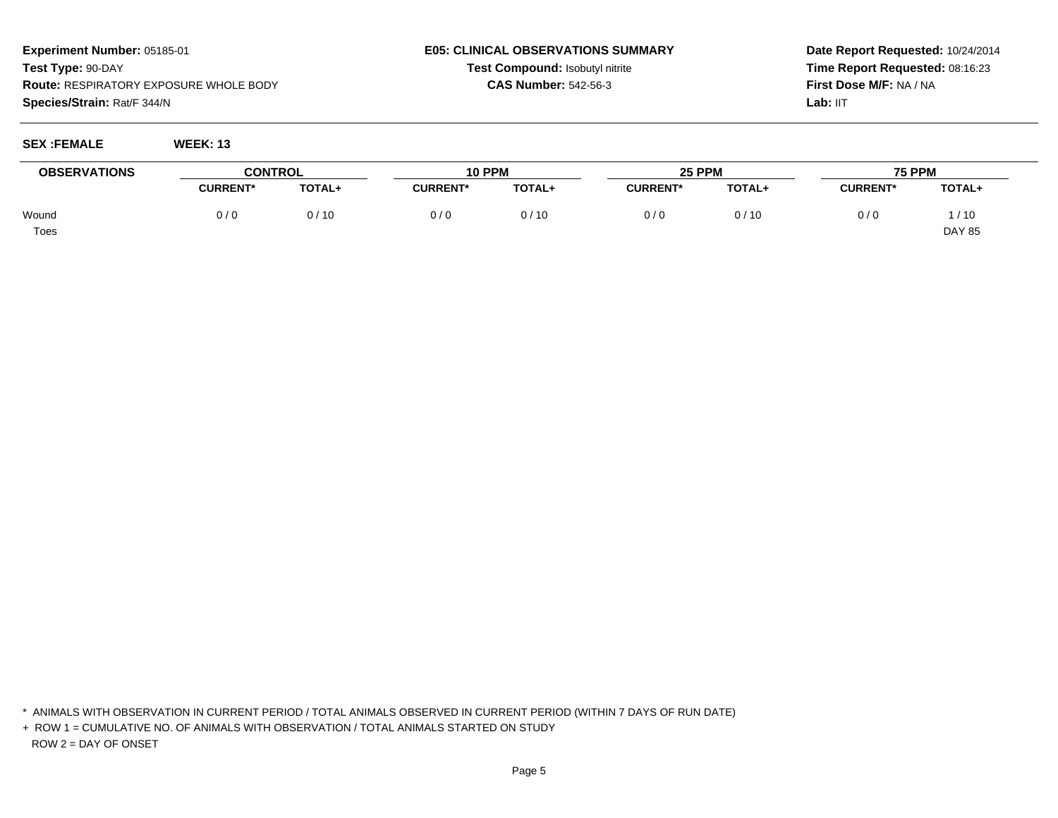**Experiment Number:** 05185-01
**Test Type:** 90-DAY
**Route:** RESPIRATORY EXPOSURE WHOLE BODY
**Species/Strain:** Rat/F 344/N

**E05: CLINICAL OBSERVATIONS SUMMARY**
**Test Compound:** Isobutyl nitrite
**CAS Number:** 542-56-3

**Date Report Requested:** 10/24/2014
**Time Report Requested:** 08:16:23
**First Dose M/F:** NA / NA
**Lab:** IIT

**SEX :FEMALE** **WEEK: 13**

| OBSERVATIONS | CONTROL | | 10 PPM | | 25 PPM | | 75 PPM | |
|---|---|---|---|---|---|---|---|---|
| | CURRENT* | TOTAL+ | CURRENT* | TOTAL+ | CURRENT* | TOTAL+ | CURRENT* | TOTAL+ |
| Wound | 0 / 0 | 0 / 10 | 0 / 0 | 0 / 10 | 0 / 0 | 0 / 10 | 0 / 0 | 1 / 10 |
| Toes | | | | | | | | DAY 85 |

\* ANIMALS WITH OBSERVATION IN CURRENT PERIOD / TOTAL ANIMALS OBSERVED IN CURRENT PERIOD (WITHIN 7 DAYS OF RUN DATE)

\+ ROW 1 = CUMULATIVE NO. OF ANIMALS WITH OBSERVATION / TOTAL ANIMALS STARTED ON STUDY

ROW 2 = DAY OF ONSET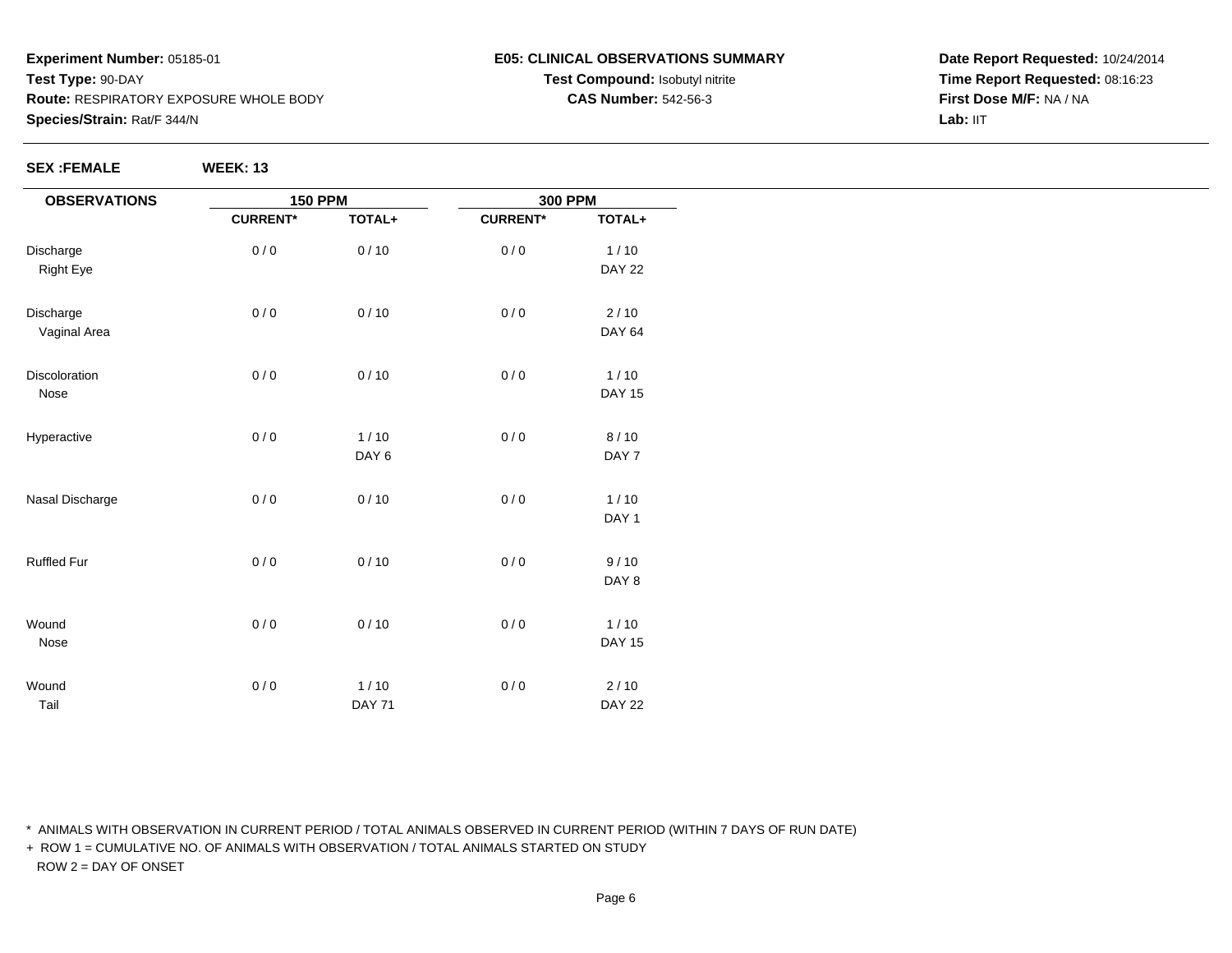**Experiment Number:** 05185-01
**Test Type:** 90-DAY
**Route:** RESPIRATORY EXPOSURE WHOLE BODY
**Species/Strain:** Rat/F 344/N

**E05: CLINICAL OBSERVATIONS SUMMARY**
**Test Compound:** Isobutyl nitrite
**CAS Number:** 542-56-3

**Date Report Requested:** 10/24/2014
**Time Report Requested:** 08:16:23
**First Dose M/F:** NA / NA
**Lab:** IIT

**SEX :FEMALE** **WEEK: 13**

| OBSERVATIONS | 150 PPM | | 300 PPM | |
|---|---|---|---|---|
| | CURRENT* | TOTAL+ | CURRENT* | TOTAL+ |
| Discharge<br>Right Eye | 0 / 0 | 0 / 10 | 0 / 0 | 1 / 10<br>DAY 22 |
| Discharge<br>Vaginal Area | 0 / 0 | 0 / 10 | 0 / 0 | 2 / 10<br>DAY 64 |
| Discoloration<br>Nose | 0 / 0 | 0 / 10 | 0 / 0 | 1 / 10<br>DAY 15 |
| Hyperactive | 0 / 0 | 1 / 10<br>DAY 6 | 0 / 0 | 8 / 10<br>DAY 7 |
| Nasal Discharge | 0 / 0 | 0 / 10 | 0 / 0 | 1 / 10<br>DAY 1 |
| Ruffled Fur | 0 / 0 | 0 / 10 | 0 / 0 | 9 / 10<br>DAY 8 |
| Wound<br>Nose | 0 / 0 | 0 / 10 | 0 / 0 | 1 / 10<br>DAY 15 |
| Wound<br>Tail | 0 / 0 | 1 / 10<br>DAY 71 | 0 / 0 | 2 / 10<br>DAY 22 |

\* ANIMALS WITH OBSERVATION IN CURRENT PERIOD / TOTAL ANIMALS OBSERVED IN CURRENT PERIOD (WITHIN 7 DAYS OF RUN DATE)

+ ROW 1 = CUMULATIVE NO. OF ANIMALS WITH OBSERVATION / TOTAL ANIMALS STARTED ON STUDY
  ROW 2 = DAY OF ONSET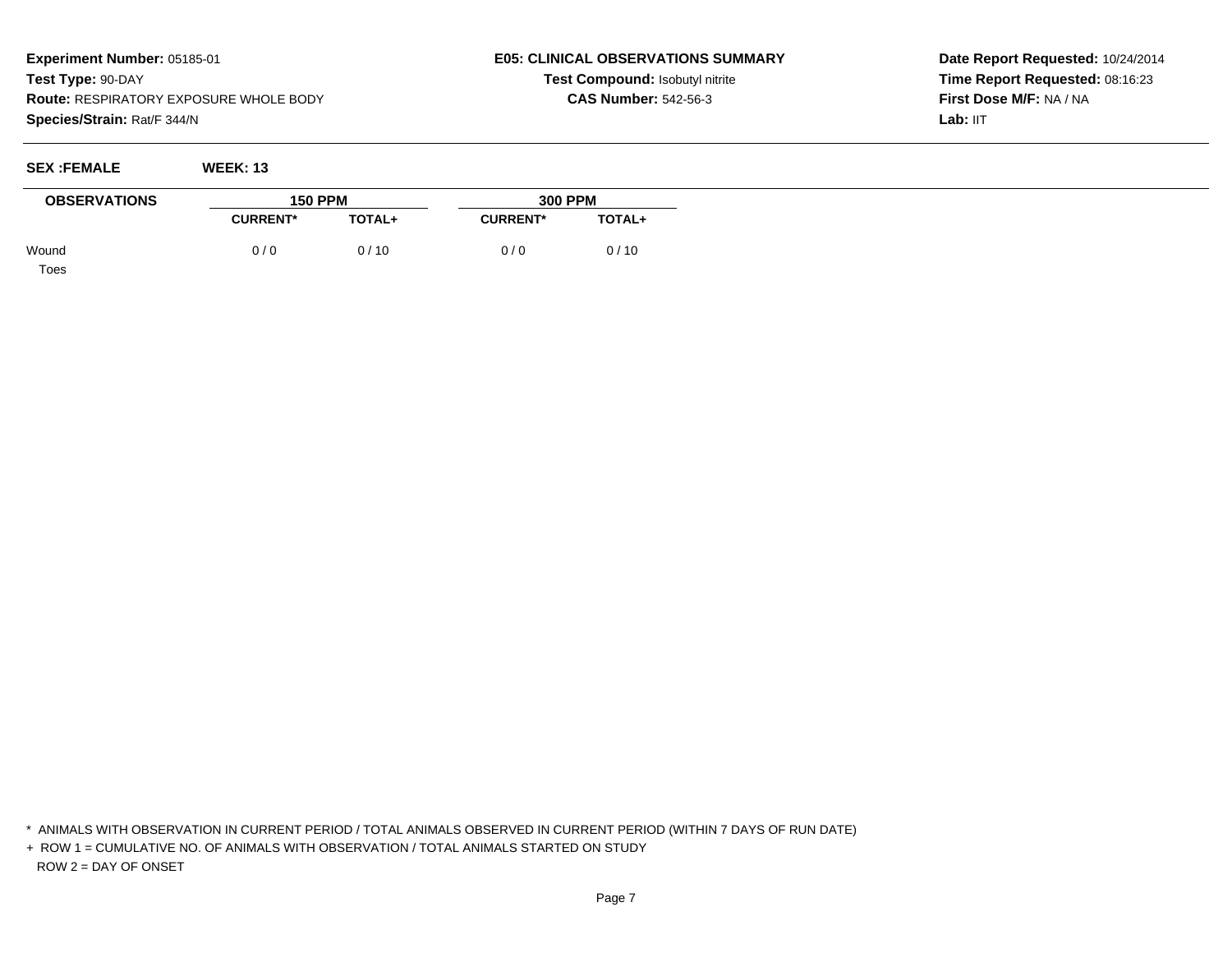**Experiment Number:** 05185-01
**Test Type:** 90-DAY
**Route:** RESPIRATORY EXPOSURE WHOLE BODY
**Species/Strain:** Rat/F 344/N

**E05: CLINICAL OBSERVATIONS SUMMARY**
**Test Compound:** Isobutyl nitrite
**CAS Number:** 542-56-3

**Date Report Requested:** 10/24/2014
**Time Report Requested:** 08:16:23
**First Dose M/F:** NA / NA
**Lab:** IIT

**SEX :FEMALE** **WEEK: 13**

| OBSERVATIONS | 150 PPM | | 300 PPM | |
|---|---|---|---|---|
| | CURRENT* | TOTAL+ | CURRENT* | TOTAL+ |
| Wound | 0 / 0 | 0 / 10 | 0 / 0 | 0 / 10 |
| Toes | | | | |

\* ANIMALS WITH OBSERVATION IN CURRENT PERIOD / TOTAL ANIMALS OBSERVED IN CURRENT PERIOD (WITHIN 7 DAYS OF RUN DATE)

\+ ROW 1 = CUMULATIVE NO. OF ANIMALS WITH OBSERVATION / TOTAL ANIMALS STARTED ON STUDY
ROW 2 = DAY OF ONSET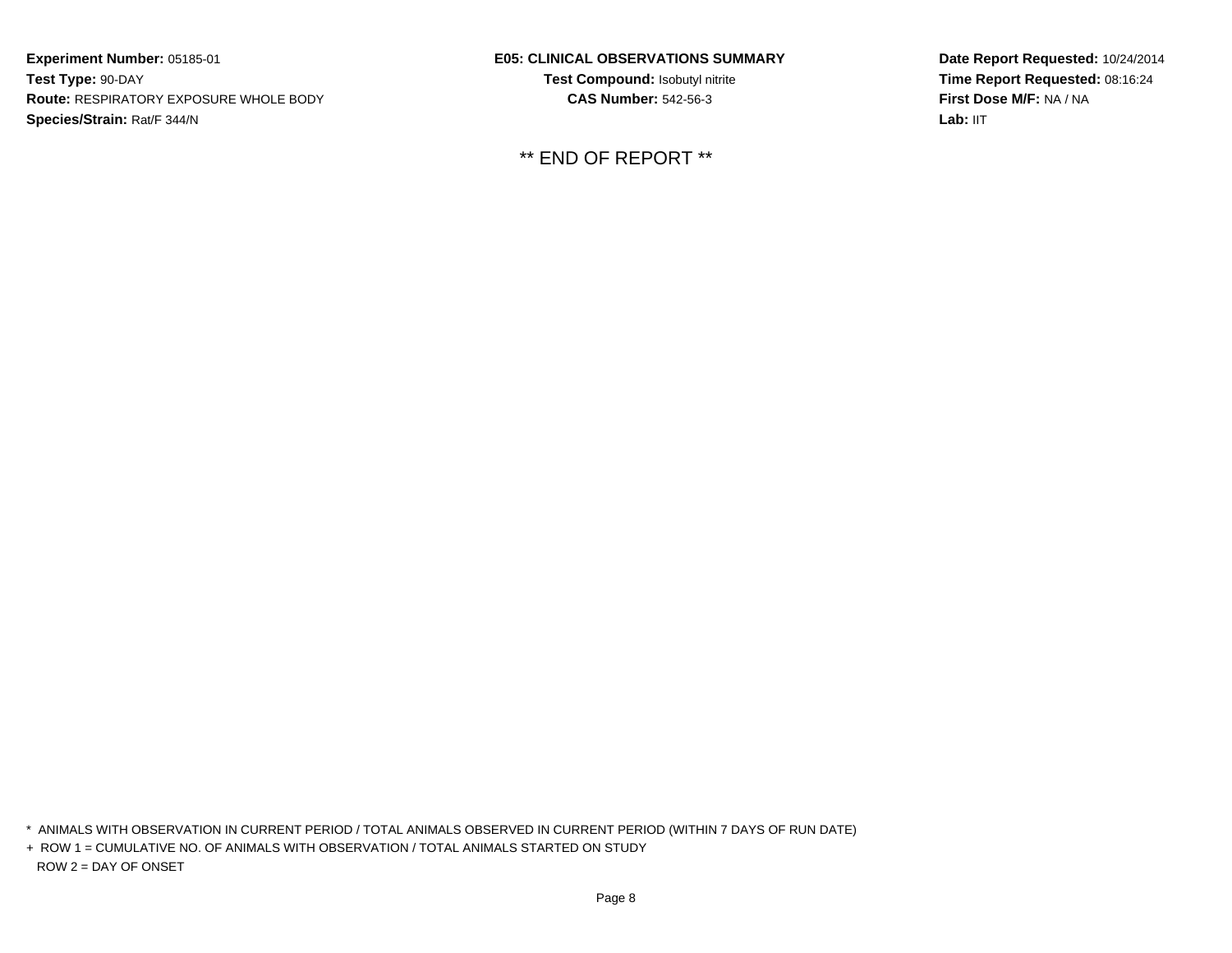**Experiment Number:** 05185-01
**Test Type:** 90-DAY
**Route:** RESPIRATORY EXPOSURE WHOLE BODY
**Species/Strain:** Rat/F 344/N

**E05: CLINICAL OBSERVATIONS SUMMARY**
**Test Compound:** Isobutyl nitrite
**CAS Number:** 542-56-3

**Date Report Requested:** 10/24/2014
**Time Report Requested:** 08:16:24
**First Dose M/F:** NA / NA
**Lab:** IIT

** END OF REPORT **

* ANIMALS WITH OBSERVATION IN CURRENT PERIOD / TOTAL ANIMALS OBSERVED IN CURRENT PERIOD (WITHIN 7 DAYS OF RUN DATE)

+ ROW 1 = CUMULATIVE NO. OF ANIMALS WITH OBSERVATION / TOTAL ANIMALS STARTED ON STUDY
ROW 2 = DAY OF ONSET